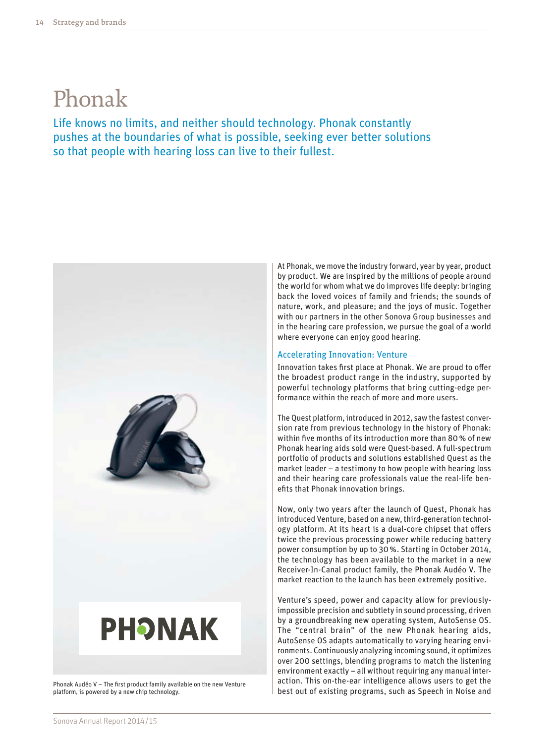# Phonak

Life knows no limits, and neither should technology. Phonak constantly pushes at the boundaries of what is possible, seeking ever better solutions so that people with hearing loss can live to their fullest.

Phonak Audéo V – The first product family available on the new Venture platform, is powered by a new chip technology.

At Phonak, we move the industry forward, year by year, product by product. We are inspired by the millions of people around the world for whom what we do improves life deeply: bringing back the loved voices of family and friends; the sounds of nature, work, and pleasure; and the joys of music. Together with our partners in the other Sonova Group businesses and in the hearing care profession, we pursue the goal of a world where everyone can enjoy good hearing.

## Accelerating Innovation: Venture

Innovation takes first place at Phonak. We are proud to offer the broadest product range in the industry, supported by powerful technology platforms that bring cutting-edge performance within the reach of more and more users.

The Quest platform, introduced in 2012, saw the fastest conversion rate from previous technology in the history of Phonak: within five months of its introduction more than 80 % of new Phonak hearing aids sold were Quest-based. A full-spectrum portfolio of products and solutions established Quest as the market leader – a testimony to how people with hearing loss and their hearing care professionals value the real-life benefits that Phonak innovation brings.

Now, only two years after the launch of Quest, Phonak has introduced Venture, based on a new, third-generation technology platform. At its heart is a dual-core chipset that offers twice the previous processing power while reducing battery power consumption by up to 30 %. Starting in October 2014, the technology has been available to the market in a new Receiver-In-Canal product family, the Phonak Audéo V. The market reaction to the launch has been extremely positive.

Venture's speed, power and capacity allow for previously-impossible precision and subtlety in sound processing, driven by a groundbreaking new operating system, AutoSense OS. The "central brain" of the new Phonak hearing aids, AutoSense OS adapts automatically to varying hearing environments. Continuously analyzing incoming sound, it optimizes over 200 settings, blending programs to match the listening environment exactly – all without requiring any manual interaction. This on-the-ear intelligence allows users to get the best out of existing programs, such as Speech in Noise and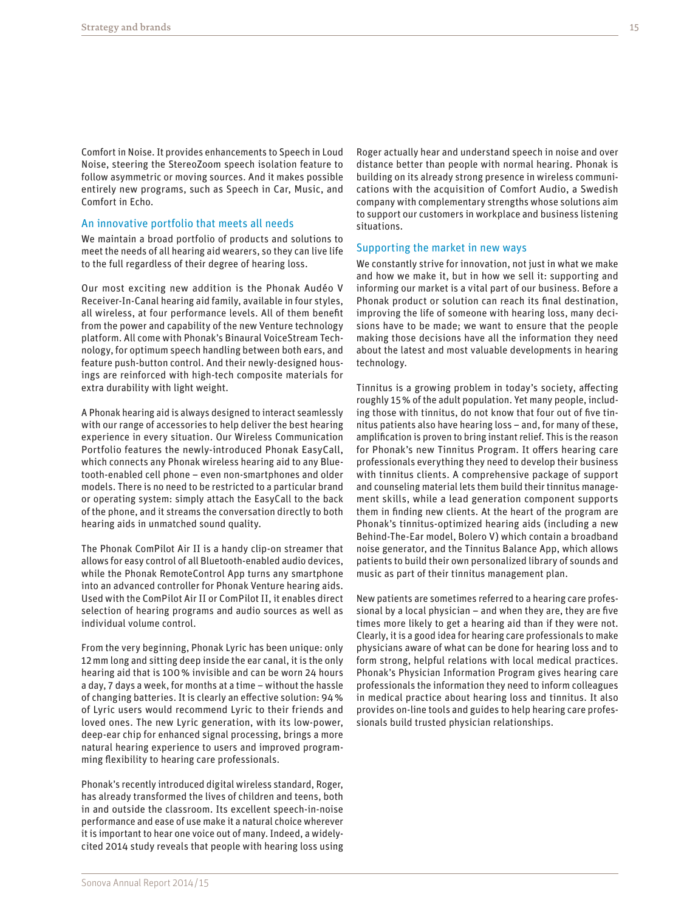Comfort in Noise. It provides enhancements to Speech in Loud Noise, steering the StereoZoom speech isolation feature to follow asymmetric or moving sources. And it makes possible entirely new programs, such as Speech in Car, Music, and Comfort in Echo.

## An innovative portfolio that meets all needs

We maintain a broad portfolio of products and solutions to meet the needs of all hearing aid wearers, so they can live life to the full regardless of their degree of hearing loss.

Our most exciting new addition is the Phonak Audéo V Receiver-In-Canal hearing aid family, available in four styles, all wireless, at four performance levels. All of them benefit from the power and capability of the new Venture technology platform. All come with Phonak's Binaural VoiceStream Technology, for optimum speech handling between both ears, and feature push-button control. And their newly-designed housings are reinforced with high-tech composite materials for extra durability with light weight.

A Phonak hearing aid is always designed to interact seamlessly with our range of accessories to help deliver the best hearing experience in every situation. Our Wireless Communication Portfolio features the newly-introduced Phonak EasyCall, which connects any Phonak wireless hearing aid to any Bluetooth-enabled cell phone – even non-smartphones and older models. There is no need to be restricted to a particular brand or operating system: simply attach the EasyCall to the back of the phone, and it streams the conversation directly to both hearing aids in unmatched sound quality.

The Phonak ComPilot Air II is a handy clip-on streamer that allows for easy control of all Bluetooth-enabled audio devices, while the Phonak RemoteControl App turns any smartphone into an advanced controller for Phonak Venture hearing aids. Used with the ComPilot Air II or ComPilot II, it enables direct selection of hearing programs and audio sources as well as individual volume control.

From the very beginning, Phonak Lyric has been unique: only 12 mm long and sitting deep inside the ear canal, it is the only hearing aid that is 100 % invisible and can be worn 24 hours a day, 7 days a week, for months at a time – without the hassle of changing batteries. It is clearly an effective solution: 94 % of Lyric users would recommend Lyric to their friends and loved ones. The new Lyric generation, with its low-power, deep-ear chip for enhanced signal processing, brings a more natural hearing experience to users and improved programming flexibility to hearing care professionals.

Phonak's recently introduced digital wireless standard, Roger, has already transformed the lives of children and teens, both in and outside the classroom. Its excellent speech-in-noise performance and ease of use make it a natural choice wherever it is important to hear one voice out of many. Indeed, a widely-cited 2014 study reveals that people with hearing loss using Roger actually hear and understand speech in noise and over distance better than people with normal hearing. Phonak is building on its already strong presence in wireless communications with the acquisition of Comfort Audio, a Swedish company with complementary strengths whose solutions aim to support our customers in workplace and business listening situations.

## Supporting the market in new ways

We constantly strive for innovation, not just in what we make and how we make it, but in how we sell it: supporting and informing our market is a vital part of our business. Before a Phonak product or solution can reach its final destination, improving the life of someone with hearing loss, many decisions have to be made; we want to ensure that the people making those decisions have all the information they need about the latest and most valuable developments in hearing technology.

Tinnitus is a growing problem in today's society, affecting roughly 15 % of the adult population. Yet many people, including those with tinnitus, do not know that four out of five tinnitus patients also have hearing loss – and, for many of these, amplification is proven to bring instant relief. This is the reason for Phonak's new Tinnitus Program. It offers hearing care professionals everything they need to develop their business with tinnitus clients. A comprehensive package of support and counseling material lets them build their tinnitus management skills, while a lead generation component supports them in finding new clients. At the heart of the program are Phonak's tinnitus-optimized hearing aids (including a new Behind-The-Ear model, Bolero V) which contain a broadband noise generator, and the Tinnitus Balance App, which allows patients to build their own personalized library of sounds and music as part of their tinnitus management plan.

New patients are sometimes referred to a hearing care professional by a local physician – and when they are, they are five times more likely to get a hearing aid than if they were not. Clearly, it is a good idea for hearing care professionals to make physicians aware of what can be done for hearing loss and to form strong, helpful relations with local medical practices. Phonak's Physician Information Program gives hearing care professionals the information they need to inform colleagues in medical practice about hearing loss and tinnitus. It also provides on-line tools and guides to help hearing care professionals build trusted physician relationships.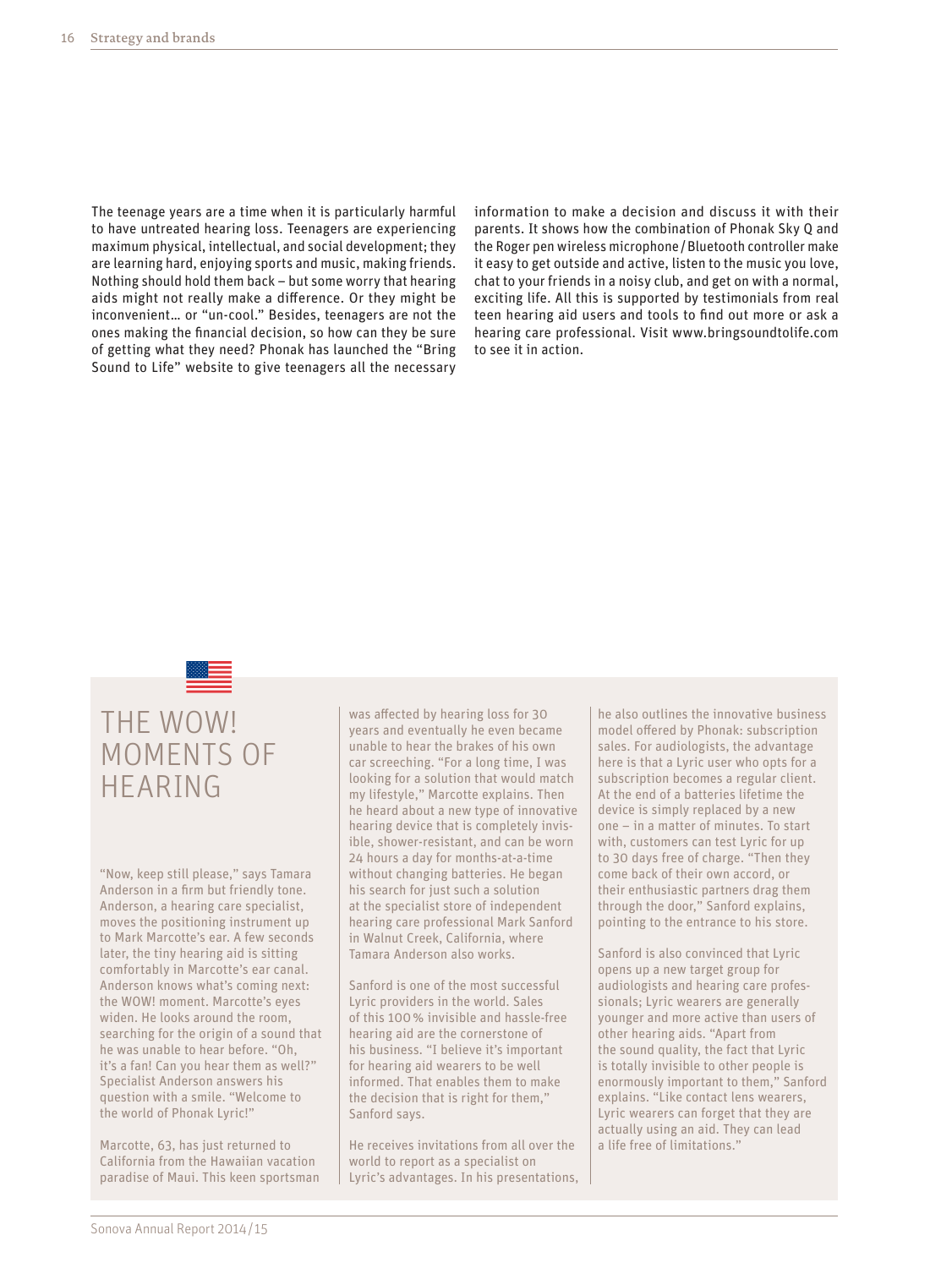The teenage years are a time when it is particularly harmful to have untreated hearing loss. Teenagers are experiencing maximum physical, intellectual, and social development; they are learning hard, enjoying sports and music, making friends. Nothing should hold them back – but some worry that hearing aids might not really make a difference. Or they might be inconvenient… or "un-cool." Besides, teenagers are not the ones making the financial decision, so how can they be sure of getting what they need? Phonak has launched the "Bring Sound to Life" website to give teenagers all the necessary information to make a decision and discuss it with their parents. It shows how the combination of Phonak Sky Q and the Roger pen wireless microphone / Bluetooth controller make it easy to get outside and active, listen to the music you love, chat to your friends in a noisy club, and get on with a normal, exciting life. All this is supported by testimonials from real teen hearing aid users and tools to find out more or ask a hearing care professional. Visit www.bringsoundtolife.com to see it in action.

## THE WOW! MOMENTS OF HEARING

"Now, keep still please," says Tamara Anderson in a firm but friendly tone. Anderson, a hearing care specialist, moves the positioning instrument up to Mark Marcotte's ear. A few seconds later, the tiny hearing aid is sitting comfortably in Marcotte's ear canal. Anderson knows what's coming next: the WOW! moment. Marcotte's eyes widen. He looks around the room, searching for the origin of a sound that he was unable to hear before. "Oh, it's a fan! Can you hear them as well?" Specialist Anderson answers his question with a smile. "Welcome to the world of Phonak Lyric!"

Marcotte, 63, has just returned to California from the Hawaiian vacation paradise of Maui. This keen sportsman was affected by hearing loss for 30 years and eventually he even became unable to hear the brakes of his own car screeching. "For a long time, I was looking for a solution that would match my lifestyle," Marcotte explains. Then he heard about a new type of innovative hearing device that is completely invisible, shower-resistant, and can be worn 24 hours a day for months-at-a-time without changing batteries. He began his search for just such a solution at the specialist store of independent hearing care professional Mark Sanford in Walnut Creek, California, where Tamara Anderson also works.

Sanford is one of the most successful Lyric providers in the world. Sales of this 100 % invisible and hassle-free hearing aid are the cornerstone of his business. "I believe it's important for hearing aid wearers to be well informed. That enables them to make the decision that is right for them," Sanford says.

He receives invitations from all over the world to report as a specialist on Lyric's advantages. In his presentations, he also outlines the innovative business model offered by Phonak: subscription sales. For audiologists, the advantage here is that a Lyric user who opts for a subscription becomes a regular client. At the end of a batteries lifetime the device is simply replaced by a new one – in a matter of minutes. To start with, customers can test Lyric for up to 30 days free of charge. "Then they come back of their own accord, or their enthusiastic partners drag them through the door," Sanford explains, pointing to the entrance to his store.

Sanford is also convinced that Lyric opens up a new target group for audiologists and hearing care professionals; Lyric wearers are generally younger and more active than users of other hearing aids. "Apart from the sound quality, the fact that Lyric is totally invisible to other people is enormously important to them," Sanford explains. "Like contact lens wearers, Lyric wearers can forget that they are actually using an aid. They can lead a life free of limitations."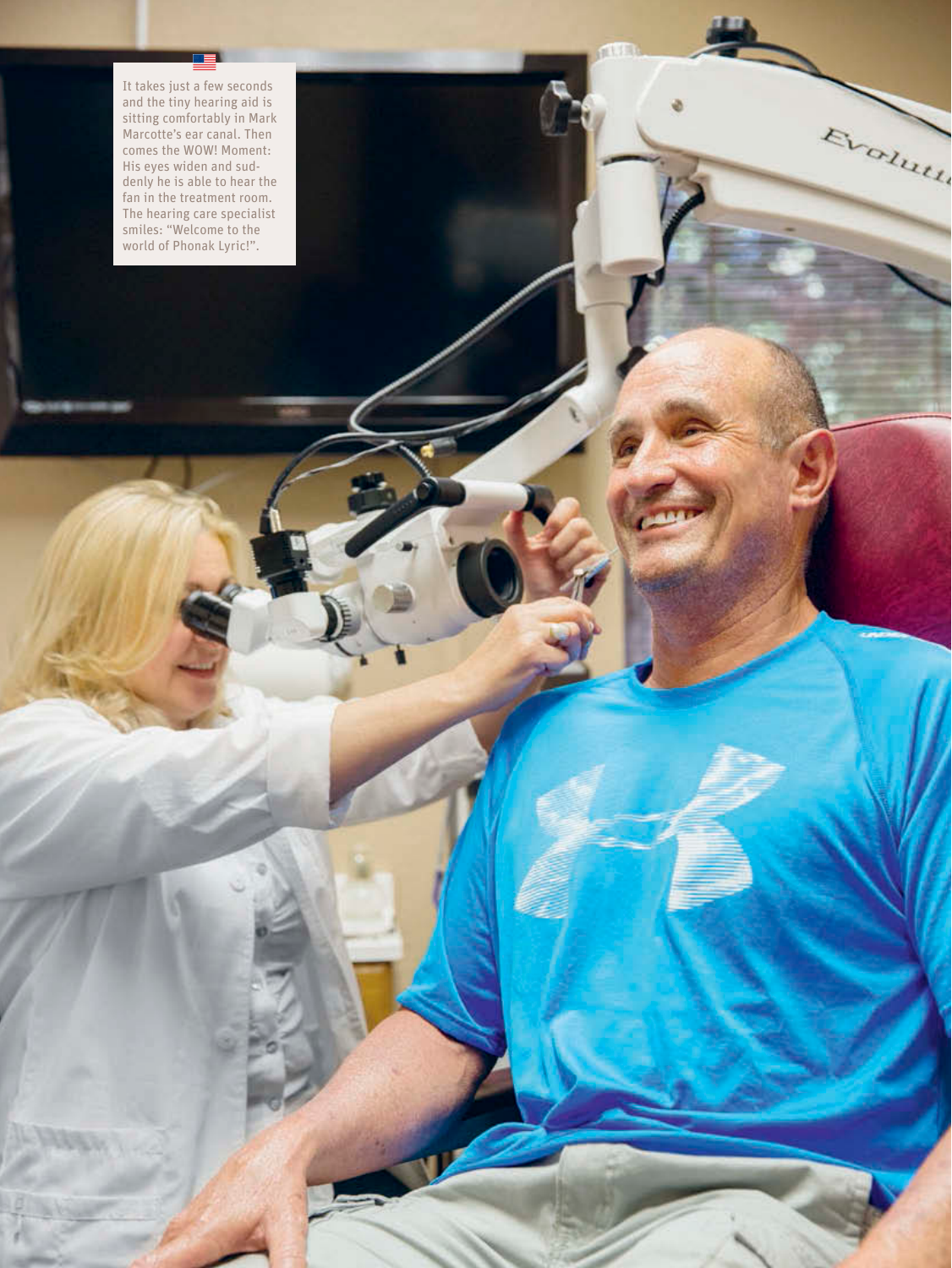It takes just a few seconds and the tiny hearing aid is sitting comfortably in Mark Marcotte's ear canal. Then comes the WOW! Moment: His eyes widen and suddenly he is able to hear the fan in the treatment room. The hearing care specialist smiles: "Welcome to the world of Phonak Lyric!".